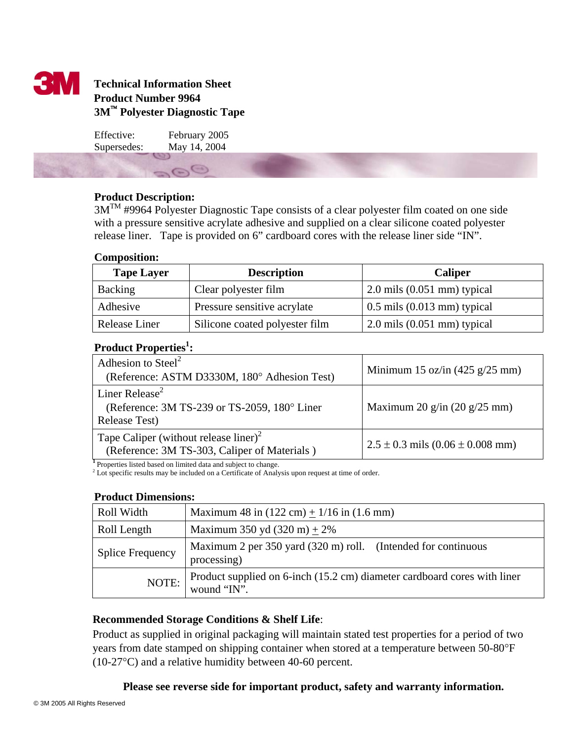# Technical Information Sheet
## Product Number 9964
## 3M™ Polyester Diagnostic Tape

Effective: February 2005
Supersedes: May 14, 2004

**Product Description:**
3M™ #9964 Polyester Diagnostic Tape consists of a clear polyester film coated on one side with a pressure sensitive acrylate adhesive and supplied on a clear silicone coated polyester release liner. Tape is provided on 6" cardboard cores with the release liner side "IN".

**Composition:**

| Tape Layer | Description | Caliper |
|---|---|---|
| Backing | Clear polyester film | 2.0 mils (0.051 mm) typical |
| Adhesive | Pressure sensitive acrylate | 0.5 mils (0.013 mm) typical |
| Release Liner | Silicone coated polyester film | 2.0 mils (0.051 mm) typical |

**Product Properties[1]:**

| | |
|---|---|
| Adhesion to Steel[2] (Reference: ASTM D3330M, 180° Adhesion Test) | Minimum 15 oz/in (425 g/25 mm) |
| Liner Release[2] (Reference: 3M TS-239 or TS-2059, 180° Liner Release Test) | Maximum 20 g/in (20 g/25 mm) |
| Tape Caliper (without release liner)[2] (Reference: 3M TS-303, Caliper of Materials ) | $2.5 \pm 0.3$ mils ($0.06 \pm 0.008$ mm) |

[1] Properties listed based on limited data and subject to change.
[2] Lot specific results may be included on a Certificate of Analysis upon request at time of order.

**Product Dimensions:**

| | |
|---|---|
| Roll Width | Maximum 48 in (122 cm) ± 1/16 in (1.6 mm) |
| Roll Length | Maximum 350 yd (320 m) ± 2% |
| Splice Frequency | Maximum 2 per 350 yard (320 m) roll. (Intended for continuous processing) |
| NOTE: | Product supplied on 6-inch (15.2 cm) diameter cardboard cores with liner wound "IN". |

**Recommended Storage Conditions & Shelf Life**:
Product as supplied in original packaging will maintain stated test properties for a period of two years from date stamped on shipping container when stored at a temperature between 50-80°F (10-27°C) and a relative humidity between 40-60 percent.

**Please see reverse side for important product, safety and warranty information.**

© 3M 2005 All Rights Reserved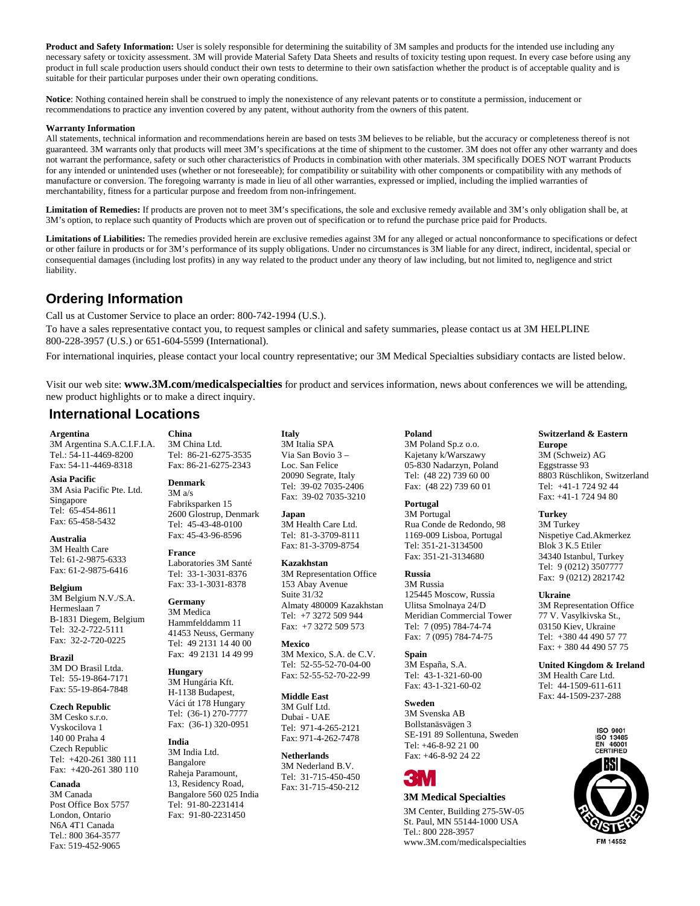**Product and Safety Information:** User is solely responsible for determining the suitability of 3M samples and products for the intended use including any necessary safety or toxicity assessment. 3M will provide Material Safety Data Sheets and results of toxicity testing upon request. In every case before using any product in full scale production users should conduct their own tests to determine to their own satisfaction whether the product is of acceptable quality and is suitable for their particular purposes under their own operating conditions.

**Notice**: Nothing contained herein shall be construed to imply the nonexistence of any relevant patents or to constitute a permission, inducement or recommendations to practice any invention covered by any patent, without authority from the owners of this patent.

**Warranty Information**

All statements, technical information and recommendations herein are based on tests 3M believes to be reliable, but the accuracy or completeness thereof is not guaranteed. 3M warrants only that products will meet 3M's specifications at the time of shipment to the customer. 3M does not offer any other warranty and does not warrant the performance, safety or such other characteristics of Products in combination with other materials. 3M specifically DOES NOT warrant Products for any intended or unintended uses (whether or not foreseeable); for compatibility or suitability with other components or compatibility with any methods of manufacture or conversion. The foregoing warranty is made in lieu of all other warranties, expressed or implied, including the implied warranties of merchantability, fitness for a particular purpose and freedom from non-infringement.

**Limitation of Remedies:** If products are proven not to meet 3M's specifications, the sole and exclusive remedy available and 3M's only obligation shall be, at 3M's option, to replace such quantity of Products which are proven out of specification or to refund the purchase price paid for Products.

**Limitations of Liabilities:** The remedies provided herein are exclusive remedies against 3M for any alleged or actual nonconformance to specifications or defect or other failure in products or for 3M's performance of its supply obligations. Under no circumstances is 3M liable for any direct, indirect, incidental, special or consequential damages (including lost profits) in any way related to the product under any theory of law including, but not limited to, negligence and strict liability.

## Ordering Information

Call us at Customer Service to place an order: 800-742-1994 (U.S.).

To have a sales representative contact you, to request samples or clinical and safety summaries, please contact us at 3M HELPLINE 800-228-3957 (U.S.) or 651-604-5599 (International).

For international inquiries, please contact your local country representative; our 3M Medical Specialties subsidiary contacts are listed below.

Visit our web site: **www.3M.com/medicalspecialties** for product and services information, news about conferences we will be attending, new product highlights or to make a direct inquiry.

## International Locations

**Argentina**
3M Argentina S.A.C.I.F.I.A.
Tel.: 54-11-4469-8200
Fax: 54-11-4469-8318

**Asia Pacific**
3M Asia Pacific Pte. Ltd.
Singapore
Tel: 65-454-8611
Fax: 65-458-5432

**Australia**
3M Health Care
Tel: 61-2-9875-6333
Fax: 61-2-9875-6416

**Belgium**
3M Belgium N.V./S.A.
Hermeslaan 7
B-1831 Diegem, Belgium
Tel: 32-2-722-5111
Fax: 32-2-720-0225

**Brazil**
3M DO Brasil Ltda.
Tel: 55-19-864-7171
Fax: 55-19-864-7848

**Czech Republic**
3M Cesko s.r.o.
Vyskocilova 1
140 00 Praha 4
Czech Republic
Tel: +420-261 380 111
Fax: +420-261 380 110

**Canada**
3M Canada
Post Office Box 5757
London, Ontario
N6A 4T1 Canada
Tel.: 800 364-3577
Fax: 519-452-9065

**China**
3M China Ltd.
Tel: 86-21-6275-3535
Fax: 86-21-6275-2343

**Denmark**
3M a/s
Fabriksparken 15
2600 Glostrup, Denmark
Tel: 45-43-48-0100
Fax: 45-43-96-8596

**France**
Laboratories 3M Santé
Tel: 33-1-3031-8376
Fax: 33-1-3031-8378

**Germany**
3M Medica
Hammfelddamm 11
41453 Neuss, Germany
Tel: 49 2131 14 40 00
Fax: 49 2131 14 49 99

**Hungary**
3M Hungária Kft.
H-1138 Budapest,
Váci út 178 Hungary
Tel: (36-1) 270-7777
Fax: (36-1) 320-0951

**India**
3M India Ltd.
Bangalore
Raheja Paramount,
13, Residency Road,
Bangalore 560 025 India
Tel: 91-80-2231414
Fax: 91-80-2231450

**Italy**
3M Italia SPA
Via San Bovio 3 –
Loc. San Felice
20090 Segrate, Italy
Tel: 39-02 7035-2406
Fax: 39-02 7035-3210

**Japan**
3M Health Care Ltd.
Tel: 81-3-3709-8111
Fax: 81-3-3709-8754

**Kazakhstan**
3M Representation Office
153 Abay Avenue
Suite 31/32
Almaty 480009 Kazakhstan
Tel: +7 3272 509 944
Fax: +7 3272 509 573

**Mexico**
3M Mexico, S.A. de C.V.
Tel: 52-55-52-70-04-00
Fax: 52-55-52-70-22-99

**Middle East**
3M Gulf Ltd.
Dubai - UAE
Tel: 971-4-265-2121
Fax: 971-4-262-7478

**Netherlands**
3M Nederland B.V.
Tel: 31-715-450-450
Fax: 31-715-450-212

**Poland**
3M Poland Sp.z o.o.
Kajetany k/Warszawy
05-830 Nadarzyn, Poland
Tel: (48 22) 739 60 00
Fax: (48 22) 739 60 01

**Portugal**
3M Portugal
Rua Conde de Redondo, 98
1169-009 Lisboa, Portugal
Tel: 351-21-3134500
Fax: 351-21-3134680

**Russia**
3M Russia
125445 Moscow, Russia
Ulitsa Smolnaya 24/D
Meridian Commercial Tower
Tel: 7 (095) 784-74-74
Fax: 7 (095) 784-74-75

**Spain**
3M España, S.A.
Tel: 43-1-321-60-00
Fax: 43-1-321-60-02

**Sweden**
3M Svenska AB
Bollstanäsvägen 3
SE-191 89 Sollentuna, Sweden
Tel: +46-8-92 21 00
Fax: +46-8-92 24 22

**Switzerland & Eastern Europe**
3M (Schweiz) AG
Eggstrasse 93
8803 Rüschlikon, Switzerland
Tel: +41-1 724 92 44
Fax: +41-1 724 94 80

**Turkey**
3M Turkey
Nispetiye Cad.Akmerkez
Blok 3 K.5 Etiler
34340 Istanbul, Turkey
Tel: 9 (0212) 3507777
Fax: 9 (0212) 2821742

**Ukraine**
3M Representation Office
77 V. Vasylkivska St.,
03150 Kiev, Ukraine
Tel: +380 44 490 57 77
Fax: + 380 44 490 57 75

**United Kingdom & Ireland**
3M Health Care Ltd.
Tel: 44-1509-611-611
Fax: 44-1509-237-288

3M

**3M Medical Specialties**
3M Center, Building 275-5W-05
St. Paul, MN 55144-1000 USA
Tel.: 800 228-3957
www.3M.com/medicalspecialties

ISO 9001
ISO 13485
EN 46001
CERTIFIED

BSI REGISTERED

FM 14552